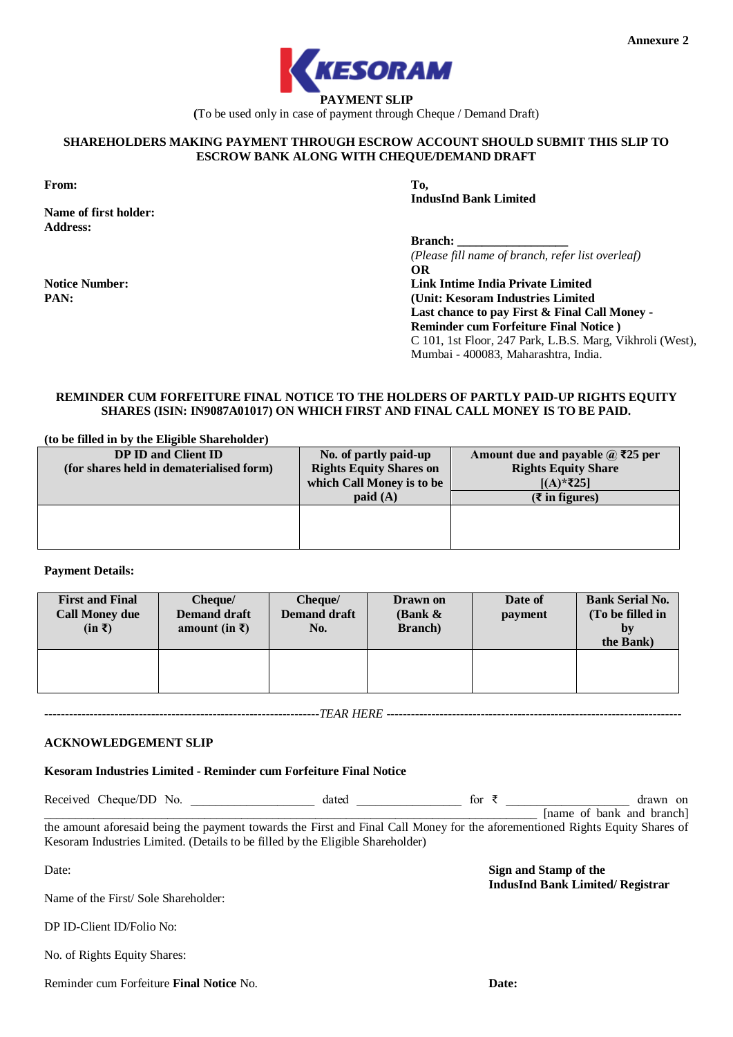Annexure 2

KESORAM

**PAYMENT SLIP**

(To be used only in case of payment through Cheque / Demand Draft)

**SHAREHOLDERS MAKING PAYMENT THROUGH ESCROW ACCOUNT SHOULD SUBMIT THIS SLIP TO ESCROW BANK ALONG WITH CHEQUE/DEMAND DRAFT**

**From:**

**Name of first holder:**
**Address:**

**Notice Number:**
**PAN:**

**To,**
**IndusInd Bank Limited**

**Branch:** __________________
*(Please fill name of branch, refer list overleaf)*
**OR**
**Link Intime India Private Limited**
**(Unit: Kesoram Industries Limited**
**Last chance to pay First & Final Call Money - Reminder cum Forfeiture Final Notice )**
C 101, 1st Floor, 247 Park, L.B.S. Marg, Vikhroli (West), Mumbai - 400083, Maharashtra, India.

**REMINDER CUM FORFEITURE FINAL NOTICE TO THE HOLDERS OF PARTLY PAID-UP RIGHTS EQUITY SHARES (ISIN: IN9087A01017) ON WHICH FIRST AND FINAL CALL MONEY IS TO BE PAID.**

**(to be filled in by the Eligible Shareholder)**

| DP ID and Client ID (for shares held in dematerialised form) | No. of partly paid-up Rights Equity Shares on which Call Money is to be paid (A) | Amount due and payable @ ₹25 per Rights Equity Share [(A)*₹25] (₹ in figures) |
|---|---|---|
| | | |

**Payment Details:**

| First and Final Call Money due (in ₹) | Cheque/ Demand draft amount (in ₹) | Cheque/ Demand draft No. | Drawn on (Bank & Branch) | Date of payment | Bank Serial No. (To be filled in by the Bank) |
|---|---|---|---|---|---|
| | | | | | |

------------------------------------------------------------------*TEAR HERE* ------------------------------------------------------------------

**ACKNOWLEDGEMENT SLIP**

**Kesoram Industries Limited - Reminder cum Forfeiture Final Notice**

Received Cheque/DD No. ____________________ dated _________________ for ₹ ____________________ drawn on ________________________________________________________________________ [name of bank and branch] the amount aforesaid being the payment towards the First and Final Call Money for the aforementioned Rights Equity Shares of Kesoram Industries Limited. (Details to be filled by the Eligible Shareholder)

Date:

Name of the First/ Sole Shareholder:

DP ID-Client ID/Folio No:

No. of Rights Equity Shares:

Reminder cum Forfeiture **Final Notice** No.

**Sign and Stamp of the**
**IndusInd Bank Limited/ Registrar**

**Date:**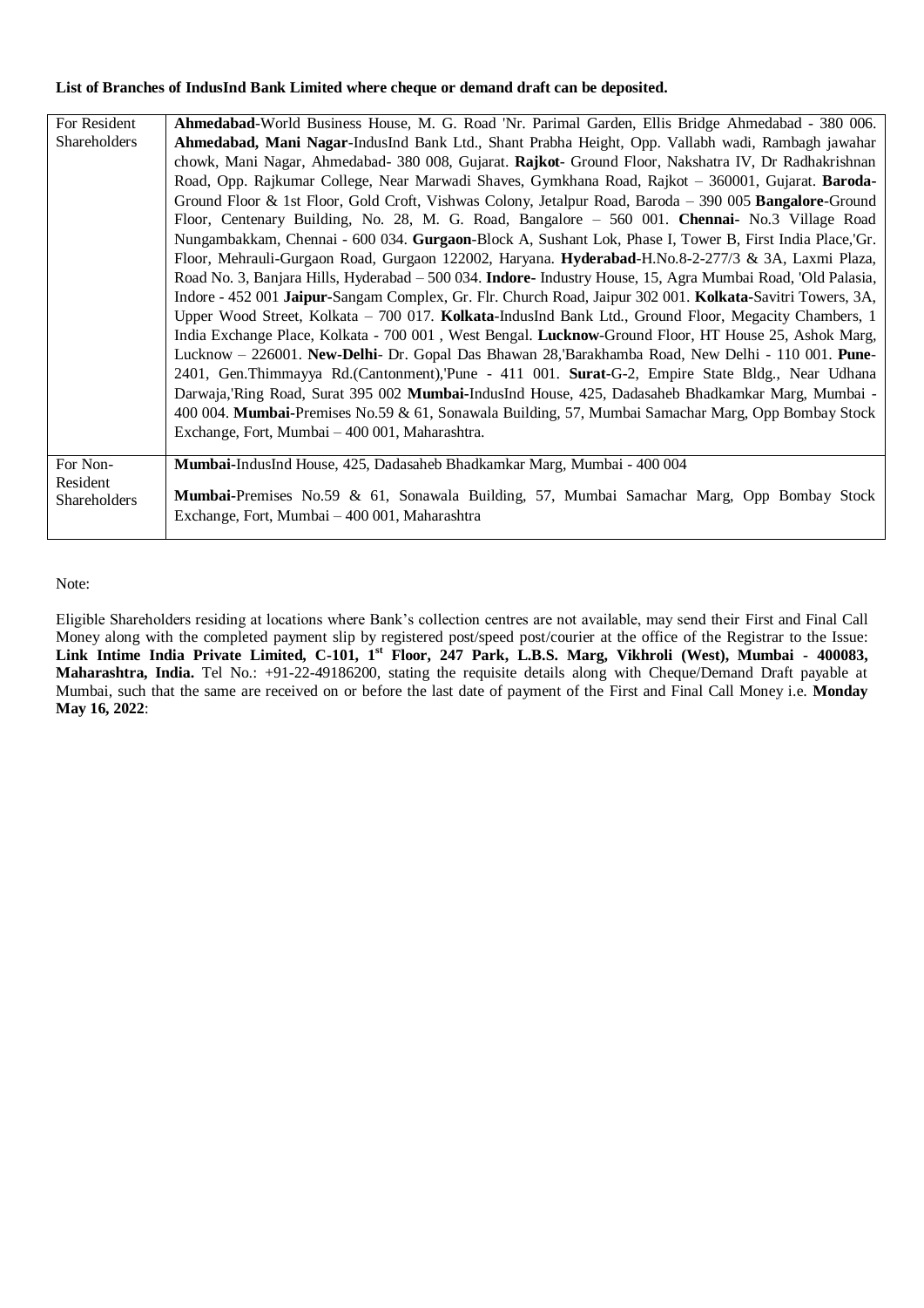**List of Branches of IndusInd Bank Limited where cheque or demand draft can be deposited.**

| | |
|---|---|
| For Resident Shareholders | **Ahmedabad**-World Business House, M. G. Road 'Nr. Parimal Garden, Ellis Bridge Ahmedabad - 380 006. **Ahmedabad, Mani Nagar**-IndusInd Bank Ltd., Shant Prabha Height, Opp. Vallabh wadi, Rambagh jawahar chowk, Mani Nagar, Ahmedabad- 380 008, Gujarat. **Rajkot**- Ground Floor, Nakshatra IV, Dr Radhakrishnan Road, Opp. Rajkumar College, Near Marwadi Shaves, Gymkhana Road, Rajkot – 360001, Gujarat. **Baroda**-Ground Floor & 1st Floor, Gold Croft, Vishwas Colony, Jetalpur Road, Baroda – 390 005 **Bangalore**-Ground Floor, Centenary Building, No. 28, M. G. Road, Bangalore – 560 001. **Chennai-** No.3 Village Road Nungambakkam, Chennai - 600 034. **Gurgaon**-Block A, Sushant Lok, Phase I, Tower B, First India Place,'Gr. Floor, Mehrauli-Gurgaon Road, Gurgaon 122002, Haryana. **Hyderabad**-H.No.8-2-277/3 & 3A, Laxmi Plaza, Road No. 3, Banjara Hills, Hyderabad – 500 034. **Indore-** Industry House, 15, Agra Mumbai Road, 'Old Palasia, Indore - 452 001 **Jaipur**-Sangam Complex, Gr. Flr. Church Road, Jaipur 302 001. **Kolkata**-Savitri Towers, 3A, Upper Wood Street, Kolkata – 700 017. **Kolkata**-IndusInd Bank Ltd., Ground Floor, Megacity Chambers, 1 India Exchange Place, Kolkata - 700 001 , West Bengal. **Lucknow**-Ground Floor, HT House 25, Ashok Marg, Lucknow – 226001. **New-Delhi**- Dr. Gopal Das Bhawan 28,'Barakhamba Road, New Delhi - 110 001. **Pune**-2401, Gen.Thimmayya Rd.(Cantonment),'Pune - 411 001. **Surat**-G-2, Empire State Bldg., Near Udhana Darwaja,'Ring Road, Surat 395 002 **Mumbai-**IndusInd House, 425, Dadasaheb Bhadkamkar Marg, Mumbai - 400 004. **Mumbai-**Premises No.59 & 61, Sonawala Building, 57, Mumbai Samachar Marg, Opp Bombay Stock Exchange, Fort, Mumbai – 400 001, Maharashtra. |
| For Non-Resident Shareholders | **Mumbai-**IndusInd House, 425, Dadasaheb Bhadkamkar Marg, Mumbai - 400 004<br><br>**Mumbai-**Premises No.59 & 61, Sonawala Building, 57, Mumbai Samachar Marg, Opp Bombay Stock Exchange, Fort, Mumbai – 400 001, Maharashtra |

Note:

Eligible Shareholders residing at locations where Bank's collection centres are not available, may send their First and Final Call Money along with the completed payment slip by registered post/speed post/courier at the office of the Registrar to the Issue: **Link Intime India Private Limited, C-101, 1st Floor, 247 Park, L.B.S. Marg, Vikhroli (West), Mumbai - 400083, Maharashtra, India.** Tel No.: +91-22-49186200, stating the requisite details along with Cheque/Demand Draft payable at Mumbai, such that the same are received on or before the last date of payment of the First and Final Call Money i.e. **Monday May 16, 2022**: